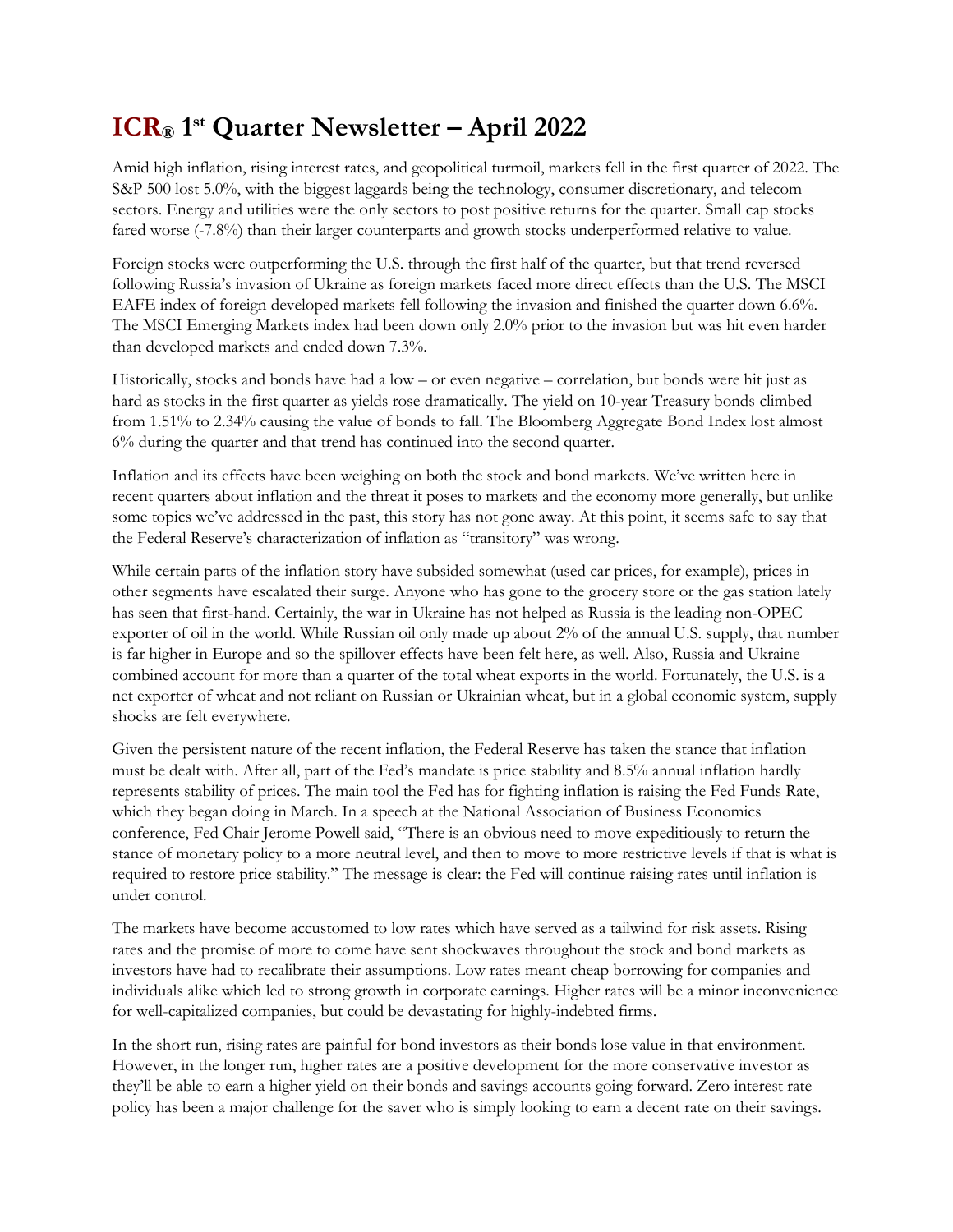# ICR® 1st Quarter Newsletter – April 2022

Amid high inflation, rising interest rates, and geopolitical turmoil, markets fell in the first quarter of 2022. The S&P 500 lost 5.0%, with the biggest laggards being the technology, consumer discretionary, and telecom sectors. Energy and utilities were the only sectors to post positive returns for the quarter. Small cap stocks fared worse (-7.8%) than their larger counterparts and growth stocks underperformed relative to value.

Foreign stocks were outperforming the U.S. through the first half of the quarter, but that trend reversed following Russia's invasion of Ukraine as foreign markets faced more direct effects than the U.S. The MSCI EAFE index of foreign developed markets fell following the invasion and finished the quarter down 6.6%. The MSCI Emerging Markets index had been down only 2.0% prior to the invasion but was hit even harder than developed markets and ended down 7.3%.

Historically, stocks and bonds have had a low – or even negative – correlation, but bonds were hit just as hard as stocks in the first quarter as yields rose dramatically. The yield on 10-year Treasury bonds climbed from 1.51% to 2.34% causing the value of bonds to fall. The Bloomberg Aggregate Bond Index lost almost 6% during the quarter and that trend has continued into the second quarter.

Inflation and its effects have been weighing on both the stock and bond markets. We've written here in recent quarters about inflation and the threat it poses to markets and the economy more generally, but unlike some topics we've addressed in the past, this story has not gone away. At this point, it seems safe to say that the Federal Reserve's characterization of inflation as "transitory" was wrong.

While certain parts of the inflation story have subsided somewhat (used car prices, for example), prices in other segments have escalated their surge. Anyone who has gone to the grocery store or the gas station lately has seen that first-hand. Certainly, the war in Ukraine has not helped as Russia is the leading non-OPEC exporter of oil in the world. While Russian oil only made up about 2% of the annual U.S. supply, that number is far higher in Europe and so the spillover effects have been felt here, as well. Also, Russia and Ukraine combined account for more than a quarter of the total wheat exports in the world. Fortunately, the U.S. is a net exporter of wheat and not reliant on Russian or Ukrainian wheat, but in a global economic system, supply shocks are felt everywhere.

Given the persistent nature of the recent inflation, the Federal Reserve has taken the stance that inflation must be dealt with. After all, part of the Fed's mandate is price stability and 8.5% annual inflation hardly represents stability of prices. The main tool the Fed has for fighting inflation is raising the Fed Funds Rate, which they began doing in March. In a speech at the National Association of Business Economics conference, Fed Chair Jerome Powell said, "There is an obvious need to move expeditiously to return the stance of monetary policy to a more neutral level, and then to move to more restrictive levels if that is what is required to restore price stability." The message is clear: the Fed will continue raising rates until inflation is under control.

The markets have become accustomed to low rates which have served as a tailwind for risk assets. Rising rates and the promise of more to come have sent shockwaves throughout the stock and bond markets as investors have had to recalibrate their assumptions. Low rates meant cheap borrowing for companies and individuals alike which led to strong growth in corporate earnings. Higher rates will be a minor inconvenience for well-capitalized companies, but could be devastating for highly-indebted firms.

In the short run, rising rates are painful for bond investors as their bonds lose value in that environment. However, in the longer run, higher rates are a positive development for the more conservative investor as they'll be able to earn a higher yield on their bonds and savings accounts going forward. Zero interest rate policy has been a major challenge for the saver who is simply looking to earn a decent rate on their savings.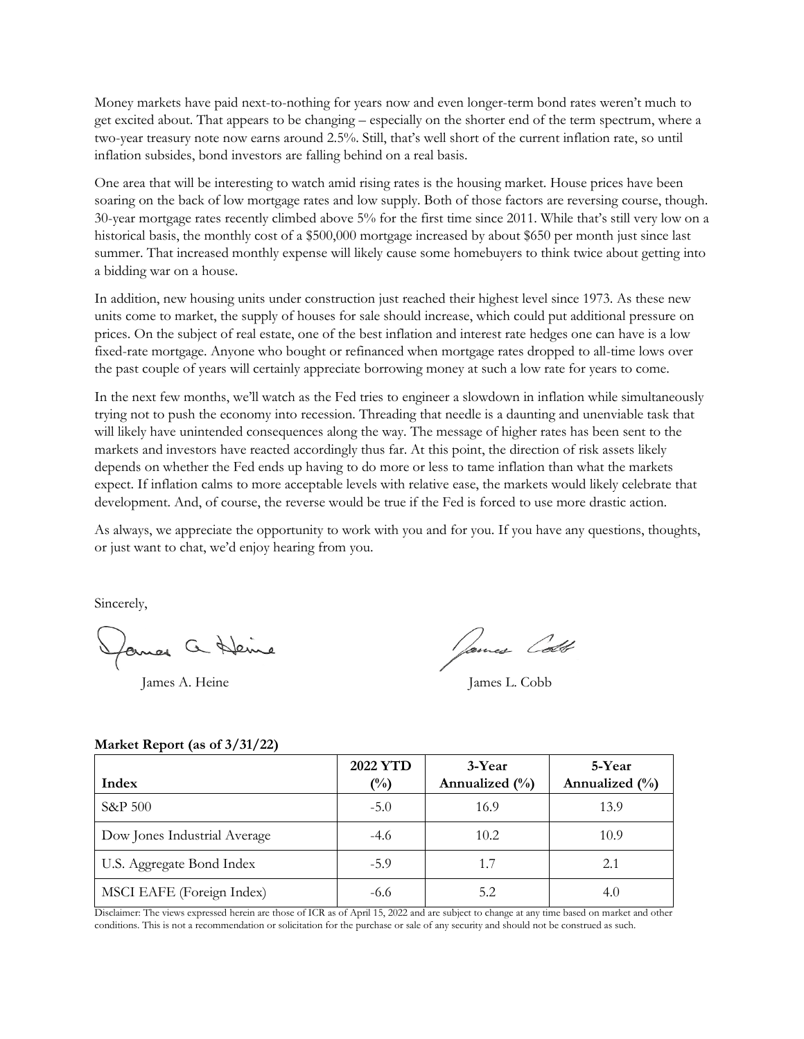Money markets have paid next-to-nothing for years now and even longer-term bond rates weren't much to get excited about. That appears to be changing – especially on the shorter end of the term spectrum, where a two-year treasury note now earns around 2.5%. Still, that's well short of the current inflation rate, so until inflation subsides, bond investors are falling behind on a real basis.

One area that will be interesting to watch amid rising rates is the housing market. House prices have been soaring on the back of low mortgage rates and low supply. Both of those factors are reversing course, though. 30-year mortgage rates recently climbed above 5% for the first time since 2011. While that's still very low on a historical basis, the monthly cost of a $500,000 mortgage increased by about $650 per month just since last summer. That increased monthly expense will likely cause some homebuyers to think twice about getting into a bidding war on a house.

In addition, new housing units under construction just reached their highest level since 1973. As these new units come to market, the supply of houses for sale should increase, which could put additional pressure on prices. On the subject of real estate, one of the best inflation and interest rate hedges one can have is a low fixed-rate mortgage. Anyone who bought or refinanced when mortgage rates dropped to all-time lows over the past couple of years will certainly appreciate borrowing money at such a low rate for years to come.

In the next few months, we'll watch as the Fed tries to engineer a slowdown in inflation while simultaneously trying not to push the economy into recession. Threading that needle is a daunting and unenviable task that will likely have unintended consequences along the way. The message of higher rates has been sent to the markets and investors have reacted accordingly thus far. At this point, the direction of risk assets likely depends on whether the Fed ends up having to do more or less to tame inflation than what the markets expect. If inflation calms to more acceptable levels with relative ease, the markets would likely celebrate that development. And, of course, the reverse would be true if the Fed is forced to use more drastic action.

As always, we appreciate the opportunity to work with you and for you. If you have any questions, thoughts, or just want to chat, we'd enjoy hearing from you.

Sincerely,

James A. Heine

James L. Cobb

**Market Report (as of 3/31/22)**

| Index | 2022 YTD (%) | 3-Year Annualized (%) | 5-Year Annualized (%) |
| --- | --- | --- | --- |
| S&P 500 | -5.0 | 16.9 | 13.9 |
| Dow Jones Industrial Average | -4.6 | 10.2 | 10.9 |
| U.S. Aggregate Bond Index | -5.9 | 1.7 | 2.1 |
| MSCI EAFE (Foreign Index) | -6.6 | 5.2 | 4.0 |

Disclaimer: The views expressed herein are those of ICR as of April 15, 2022 and are subject to change at any time based on market and other conditions. This is not a recommendation or solicitation for the purchase or sale of any security and should not be construed as such.